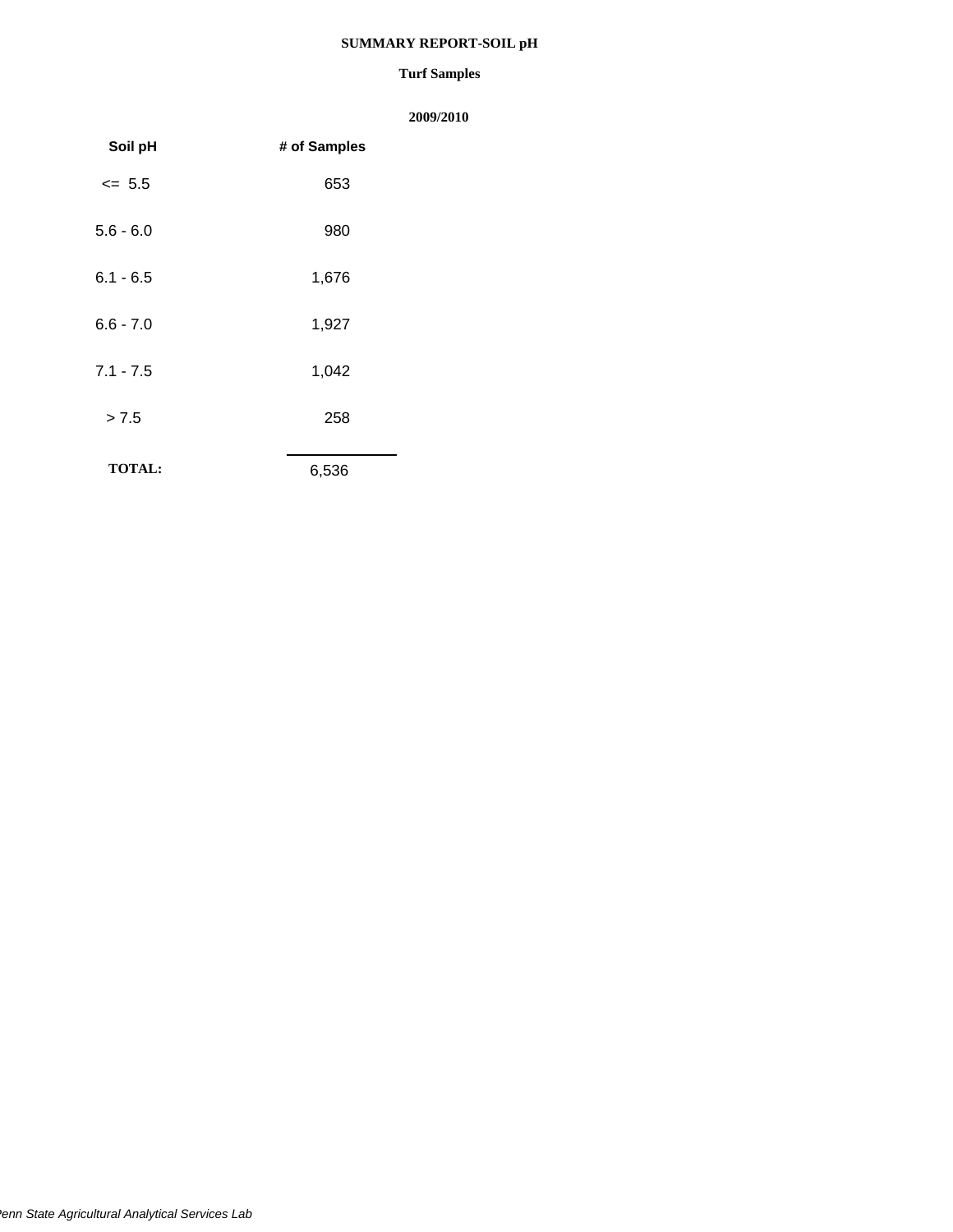# SUMMARY REPORT-SOIL pH

## Turf Samples

### 2009/2010

| Soil pH | # of Samples |
|---|---|
| <= 5.5 | 653 |
| 5.6 - 6.0 | 980 |
| 6.1 - 6.5 | 1,676 |
| 6.6 - 7.0 | 1,927 |
| 7.1 - 7.5 | 1,042 |
| > 7.5 | 258 |
| **TOTAL:** | 6,536 |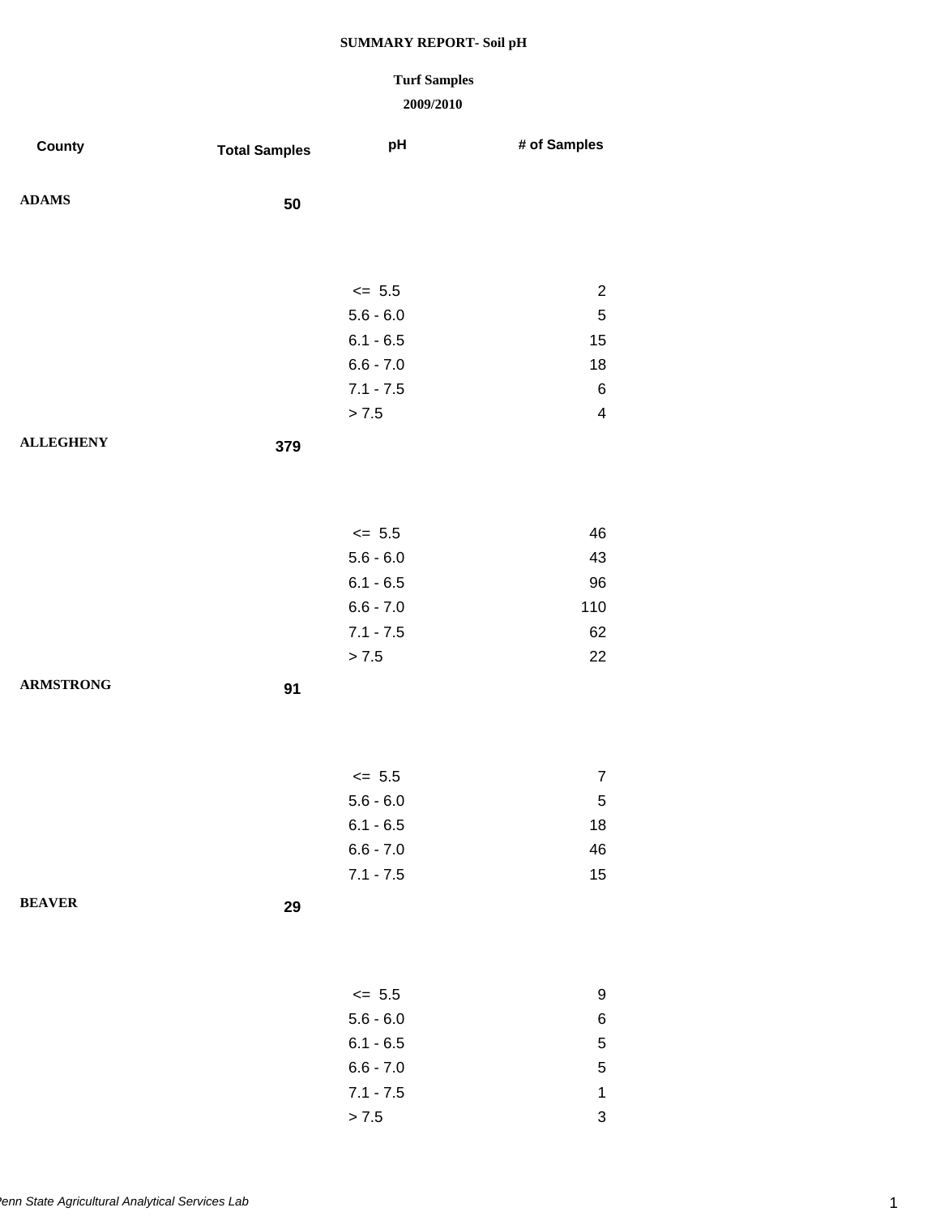**SUMMARY REPORT- Soil pH**

**Turf Samples**

**2009/2010**

| County | Total Samples | pH | # of Samples |
|---|---|---|---|
| **ADAMS** | **50** | | |
| | | <= 5.5 | 2 |
| | | 5.6 - 6.0 | 5 |
| | | 6.1 - 6.5 | 15 |
| | | 6.6 - 7.0 | 18 |
| | | 7.1 - 7.5 | 6 |
| | | > 7.5 | 4 |
| **ALLEGHENY** | **379** | | |
| | | <= 5.5 | 46 |
| | | 5.6 - 6.0 | 43 |
| | | 6.1 - 6.5 | 96 |
| | | 6.6 - 7.0 | 110 |
| | | 7.1 - 7.5 | 62 |
| | | > 7.5 | 22 |
| **ARMSTRONG** | **91** | | |
| | | <= 5.5 | 7 |
| | | 5.6 - 6.0 | 5 |
| | | 6.1 - 6.5 | 18 |
| | | 6.6 - 7.0 | 46 |
| | | 7.1 - 7.5 | 15 |
| **BEAVER** | **29** | | |
| | | <= 5.5 | 9 |
| | | 5.6 - 6.0 | 6 |
| | | 6.1 - 6.5 | 5 |
| | | 6.6 - 7.0 | 5 |
| | | 7.1 - 7.5 | 1 |
| | | > 7.5 | 3 |

*Penn State Agricultural Analytical Services Lab*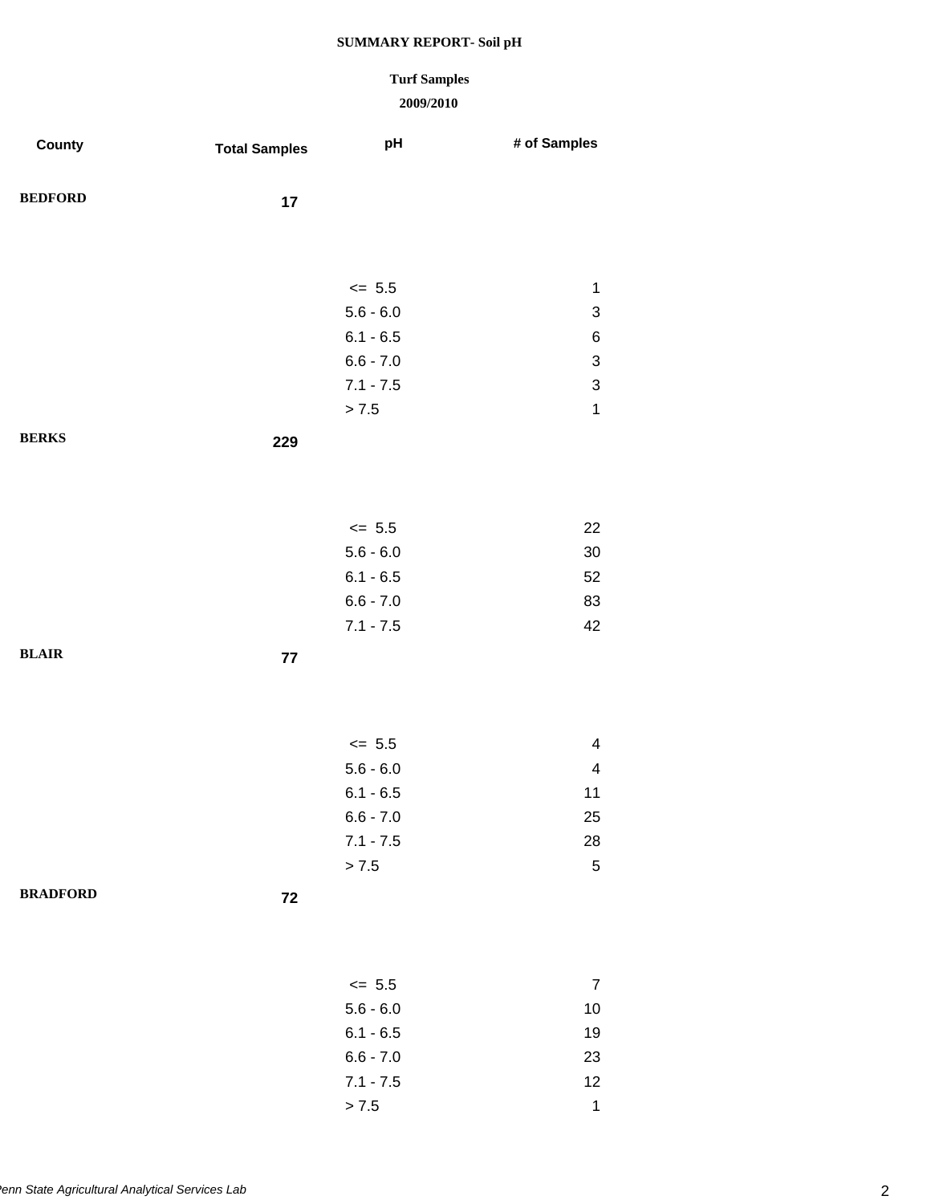**SUMMARY REPORT- Soil pH**

**Turf Samples**

**2009/2010**

| County | Total Samples | pH | # of Samples |
|---|---|---|---|
| **BEDFORD** | **17** | | |
| | | <= 5.5 | 1 |
| | | 5.6 - 6.0 | 3 |
| | | 6.1 - 6.5 | 6 |
| | | 6.6 - 7.0 | 3 |
| | | 7.1 - 7.5 | 3 |
| | | > 7.5 | 1 |
| **BERKS** | **229** | | |
| | | <= 5.5 | 22 |
| | | 5.6 - 6.0 | 30 |
| | | 6.1 - 6.5 | 52 |
| | | 6.6 - 7.0 | 83 |
| | | 7.1 - 7.5 | 42 |
| **BLAIR** | **77** | | |
| | | <= 5.5 | 4 |
| | | 5.6 - 6.0 | 4 |
| | | 6.1 - 6.5 | 11 |
| | | 6.6 - 7.0 | 25 |
| | | 7.1 - 7.5 | 28 |
| | | > 7.5 | 5 |
| **BRADFORD** | **72** | | |
| | | <= 5.5 | 7 |
| | | 5.6 - 6.0 | 10 |
| | | 6.1 - 6.5 | 19 |
| | | 6.6 - 7.0 | 23 |
| | | 7.1 - 7.5 | 12 |
| | | > 7.5 | 1 |

*Penn State Agricultural Analytical Services Lab*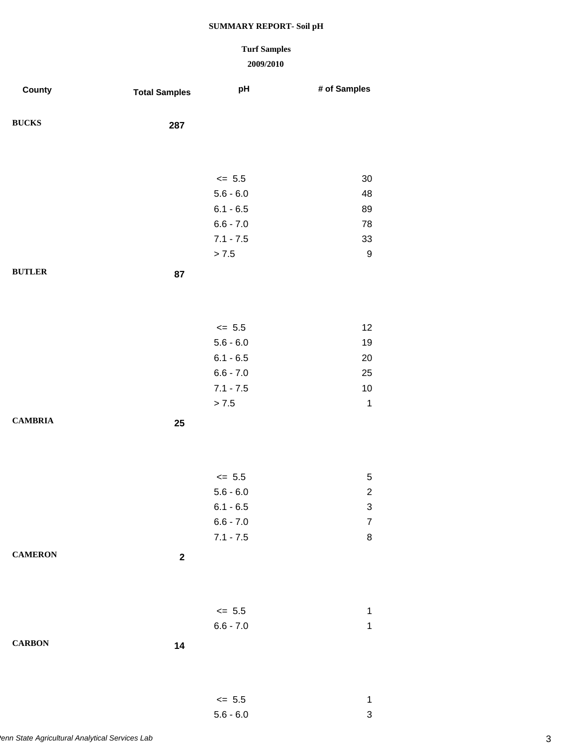**SUMMARY REPORT- Soil pH**

**Turf Samples**

**2009/2010**

| County | Total Samples | pH | # of Samples |
|---|---|---|---|
| **BUCKS** | **287** | | |
| | | <= 5.5 | 30 |
| | | 5.6 - 6.0 | 48 |
| | | 6.1 - 6.5 | 89 |
| | | 6.6 - 7.0 | 78 |
| | | 7.1 - 7.5 | 33 |
| | | > 7.5 | 9 |
| **BUTLER** | **87** | | |
| | | <= 5.5 | 12 |
| | | 5.6 - 6.0 | 19 |
| | | 6.1 - 6.5 | 20 |
| | | 6.6 - 7.0 | 25 |
| | | 7.1 - 7.5 | 10 |
| | | > 7.5 | 1 |
| **CAMBRIA** | **25** | | |
| | | <= 5.5 | 5 |
| | | 5.6 - 6.0 | 2 |
| | | 6.1 - 6.5 | 3 |
| | | 6.6 - 7.0 | 7 |
| | | 7.1 - 7.5 | 8 |
| **CAMERON** | **2** | | |
| | | <= 5.5 | 1 |
| | | 6.6 - 7.0 | 1 |
| **CARBON** | **14** | | |
| | | <= 5.5 | 1 |
| | | 5.6 - 6.0 | 3 |

*Penn State Agricultural Analytical Services Lab*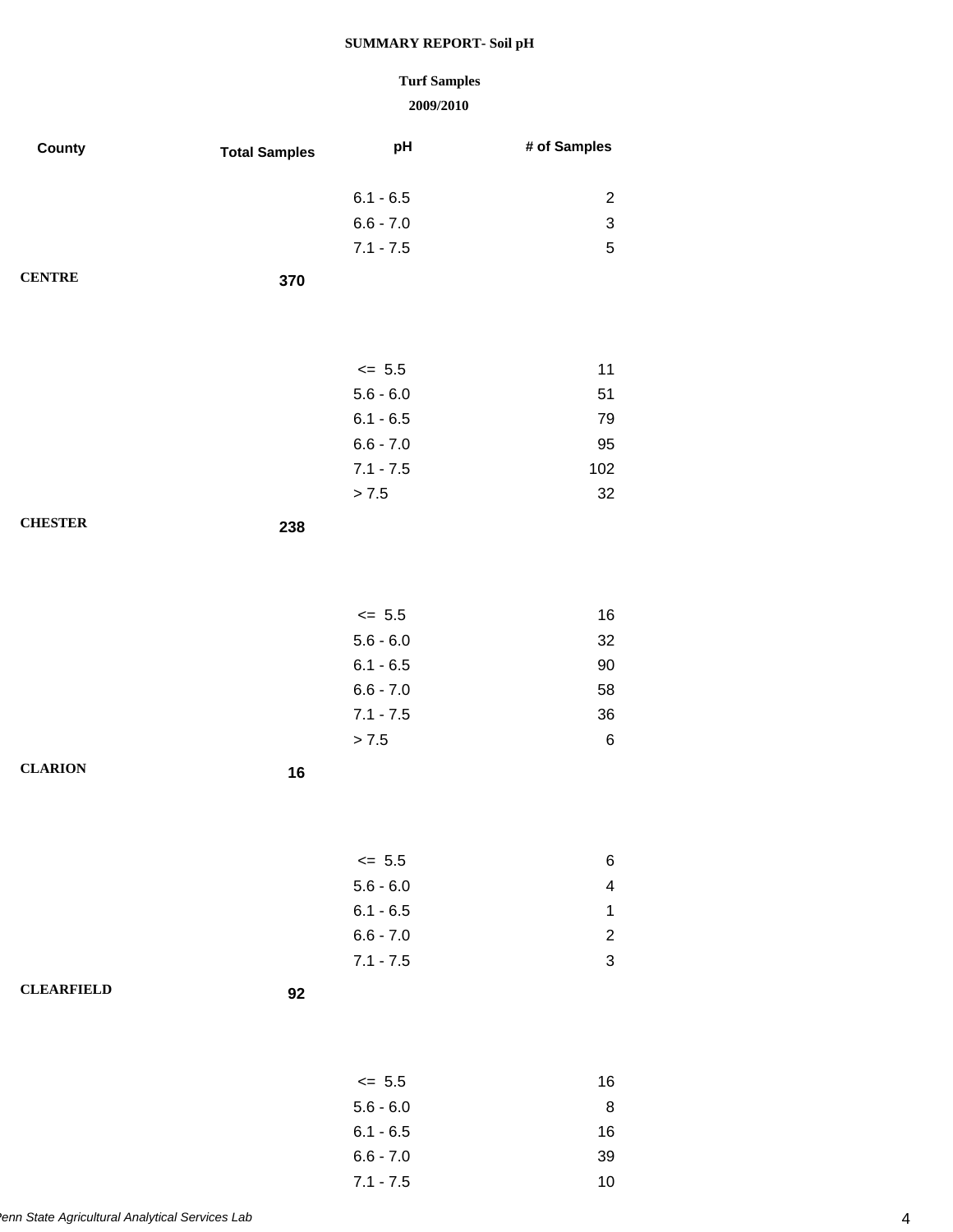**SUMMARY REPORT- Soil pH**

**Turf Samples**

**2009/2010**

| County | Total Samples | pH | # of Samples |
|---|---|---|---|
| | | 6.1 - 6.5 | 2 |
| | | 6.6 - 7.0 | 3 |
| | | 7.1 - 7.5 | 5 |
| **CENTRE** | **370** | | |
| | | <= 5.5 | 11 |
| | | 5.6 - 6.0 | 51 |
| | | 6.1 - 6.5 | 79 |
| | | 6.6 - 7.0 | 95 |
| | | 7.1 - 7.5 | 102 |
| | | > 7.5 | 32 |
| **CHESTER** | **238** | | |
| | | <= 5.5 | 16 |
| | | 5.6 - 6.0 | 32 |
| | | 6.1 - 6.5 | 90 |
| | | 6.6 - 7.0 | 58 |
| | | 7.1 - 7.5 | 36 |
| | | > 7.5 | 6 |
| **CLARION** | **16** | | |
| | | <= 5.5 | 6 |
| | | 5.6 - 6.0 | 4 |
| | | 6.1 - 6.5 | 1 |
| | | 6.6 - 7.0 | 2 |
| | | 7.1 - 7.5 | 3 |
| **CLEARFIELD** | **92** | | |
| | | <= 5.5 | 16 |
| | | 5.6 - 6.0 | 8 |
| | | 6.1 - 6.5 | 16 |
| | | 6.6 - 7.0 | 39 |
| | | 7.1 - 7.5 | 10 |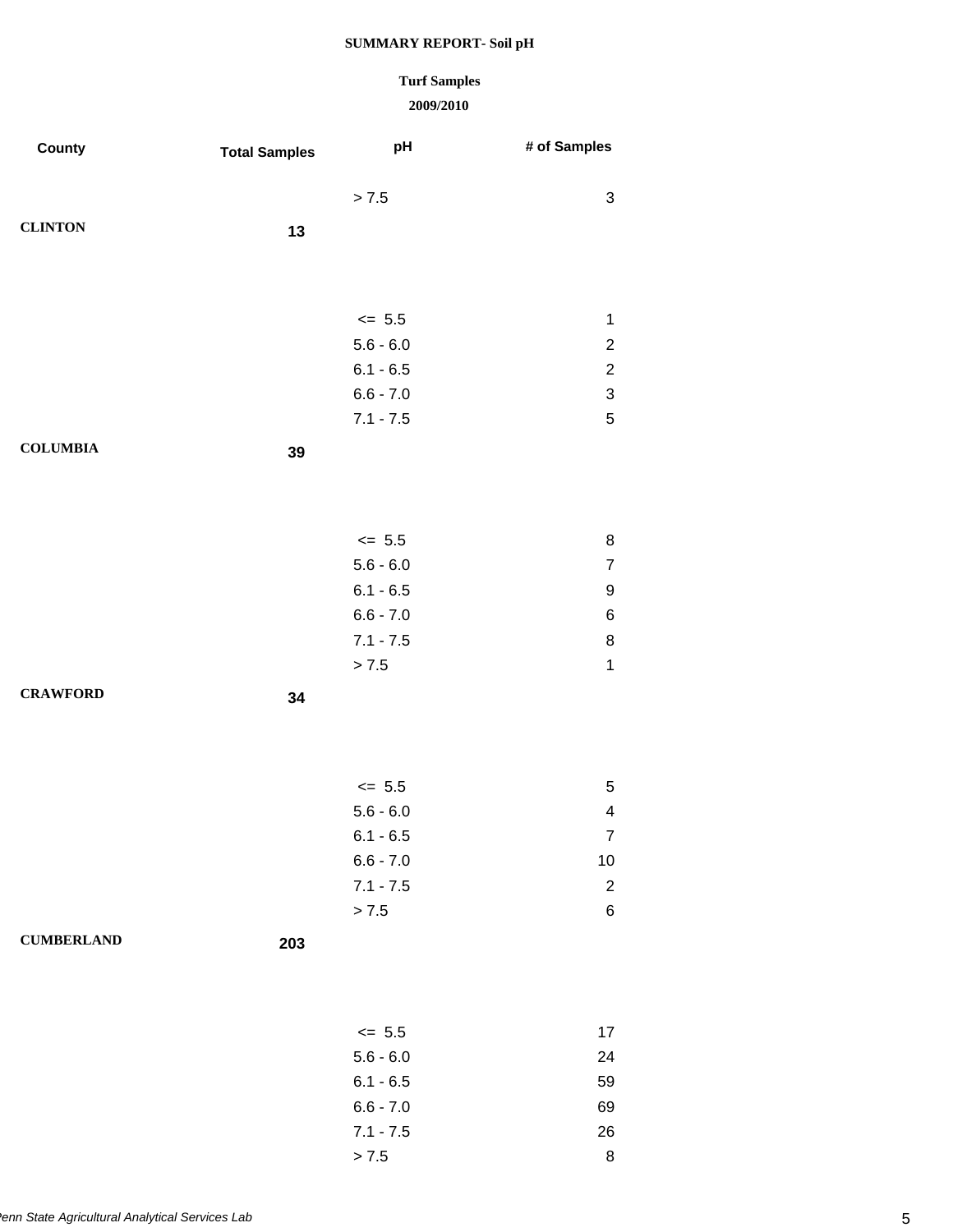**SUMMARY REPORT- Soil pH**

**Turf Samples**

**2009/2010**

| County | Total Samples | pH | # of Samples |
|---|---|---|---|
| | | > 7.5 | 3 |
| **CLINTON** | **13** | | |
| | | <= 5.5 | 1 |
| | | 5.6 - 6.0 | 2 |
| | | 6.1 - 6.5 | 2 |
| | | 6.6 - 7.0 | 3 |
| | | 7.1 - 7.5 | 5 |
| **COLUMBIA** | **39** | | |
| | | <= 5.5 | 8 |
| | | 5.6 - 6.0 | 7 |
| | | 6.1 - 6.5 | 9 |
| | | 6.6 - 7.0 | 6 |
| | | 7.1 - 7.5 | 8 |
| | | > 7.5 | 1 |
| **CRAWFORD** | **34** | | |
| | | <= 5.5 | 5 |
| | | 5.6 - 6.0 | 4 |
| | | 6.1 - 6.5 | 7 |
| | | 6.6 - 7.0 | 10 |
| | | 7.1 - 7.5 | 2 |
| | | > 7.5 | 6 |
| **CUMBERLAND** | **203** | | |
| | | <= 5.5 | 17 |
| | | 5.6 - 6.0 | 24 |
| | | 6.1 - 6.5 | 59 |
| | | 6.6 - 7.0 | 69 |
| | | 7.1 - 7.5 | 26 |
| | | > 7.5 | 8 |

*Penn State Agricultural Analytical Services Lab*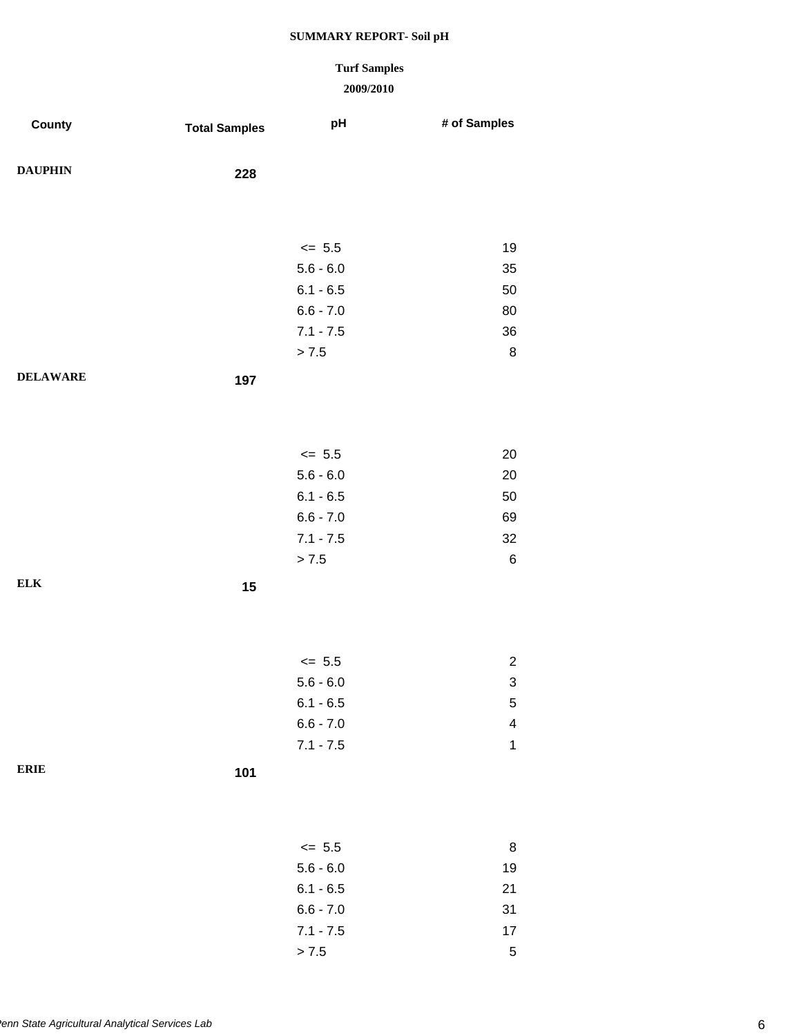# SUMMARY REPORT- Soil pH

## Turf Samples

### 2009/2010

| County | Total Samples | pH | # of Samples |
|---|---|---|---|
| DAUPHIN | 228 | | |
| | | <= 5.5 | 19 |
| | | 5.6 - 6.0 | 35 |
| | | 6.1 - 6.5 | 50 |
| | | 6.6 - 7.0 | 80 |
| | | 7.1 - 7.5 | 36 |
| | | > 7.5 | 8 |
| DELAWARE | 197 | | |
| | | <= 5.5 | 20 |
| | | 5.6 - 6.0 | 20 |
| | | 6.1 - 6.5 | 50 |
| | | 6.6 - 7.0 | 69 |
| | | 7.1 - 7.5 | 32 |
| | | > 7.5 | 6 |
| ELK | 15 | | |
| | | <= 5.5 | 2 |
| | | 5.6 - 6.0 | 3 |
| | | 6.1 - 6.5 | 5 |
| | | 6.6 - 7.0 | 4 |
| | | 7.1 - 7.5 | 1 |
| ERIE | 101 | | |
| | | <= 5.5 | 8 |
| | | 5.6 - 6.0 | 19 |
| | | 6.1 - 6.5 | 21 |
| | | 6.6 - 7.0 | 31 |
| | | 7.1 - 7.5 | 17 |
| | | > 7.5 | 5 |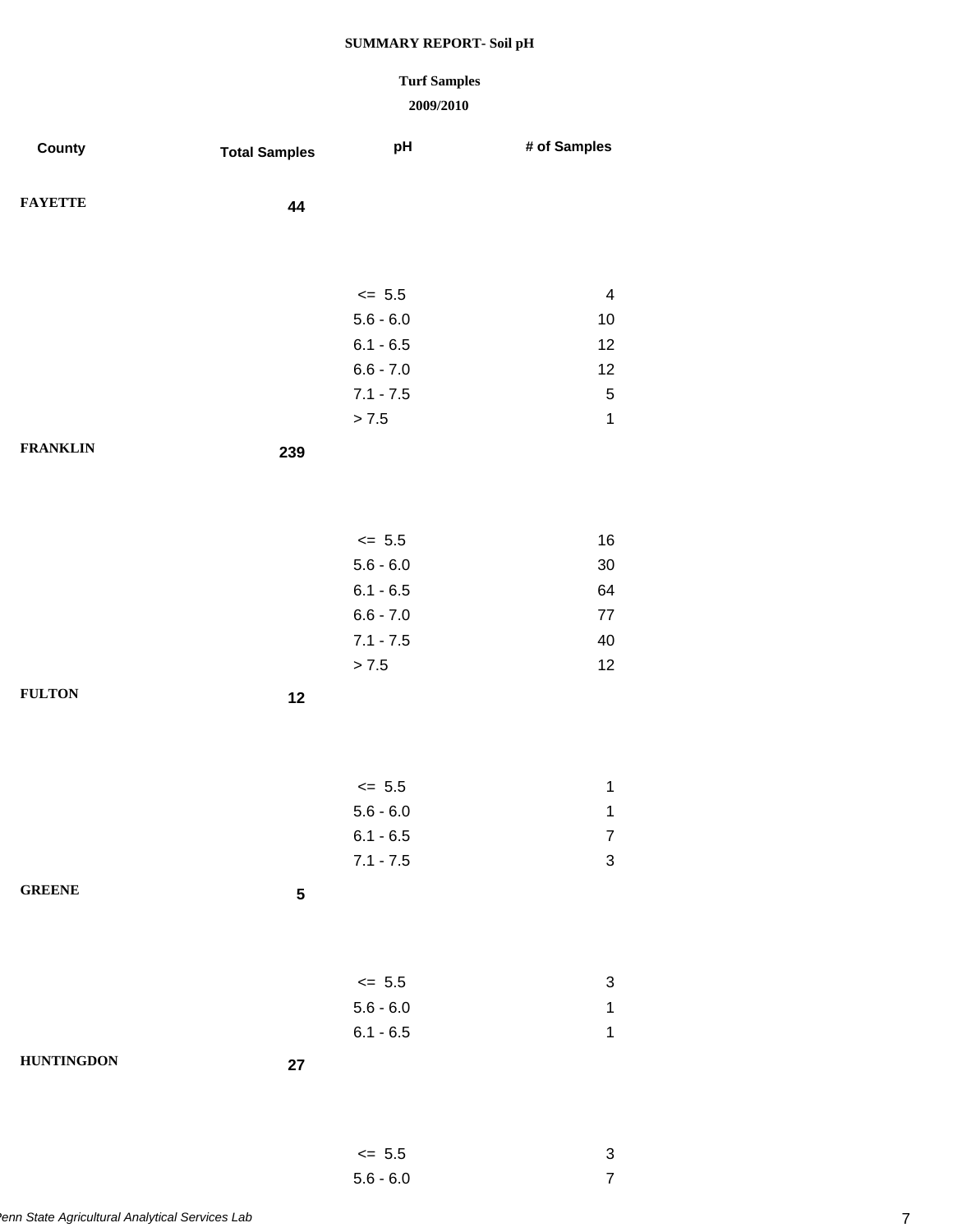# SUMMARY REPORT- Soil pH

**Turf Samples**

**2009/2010**

| County | Total Samples | pH | # of Samples |
|---|---|---|---|
| **FAYETTE** | **44** | | |
| | | <= 5.5 | 4 |
| | | 5.6 - 6.0 | 10 |
| | | 6.1 - 6.5 | 12 |
| | | 6.6 - 7.0 | 12 |
| | | 7.1 - 7.5 | 5 |
| | | > 7.5 | 1 |
| **FRANKLIN** | **239** | | |
| | | <= 5.5 | 16 |
| | | 5.6 - 6.0 | 30 |
| | | 6.1 - 6.5 | 64 |
| | | 6.6 - 7.0 | 77 |
| | | 7.1 - 7.5 | 40 |
| | | > 7.5 | 12 |
| **FULTON** | **12** | | |
| | | <= 5.5 | 1 |
| | | 5.6 - 6.0 | 1 |
| | | 6.1 - 6.5 | 7 |
| | | 7.1 - 7.5 | 3 |
| **GREENE** | **5** | | |
| | | <= 5.5 | 3 |
| | | 5.6 - 6.0 | 1 |
| | | 6.1 - 6.5 | 1 |
| **HUNTINGDON** | **27** | | |
| | | <= 5.5 | 3 |
| | | 5.6 - 6.0 | 7 |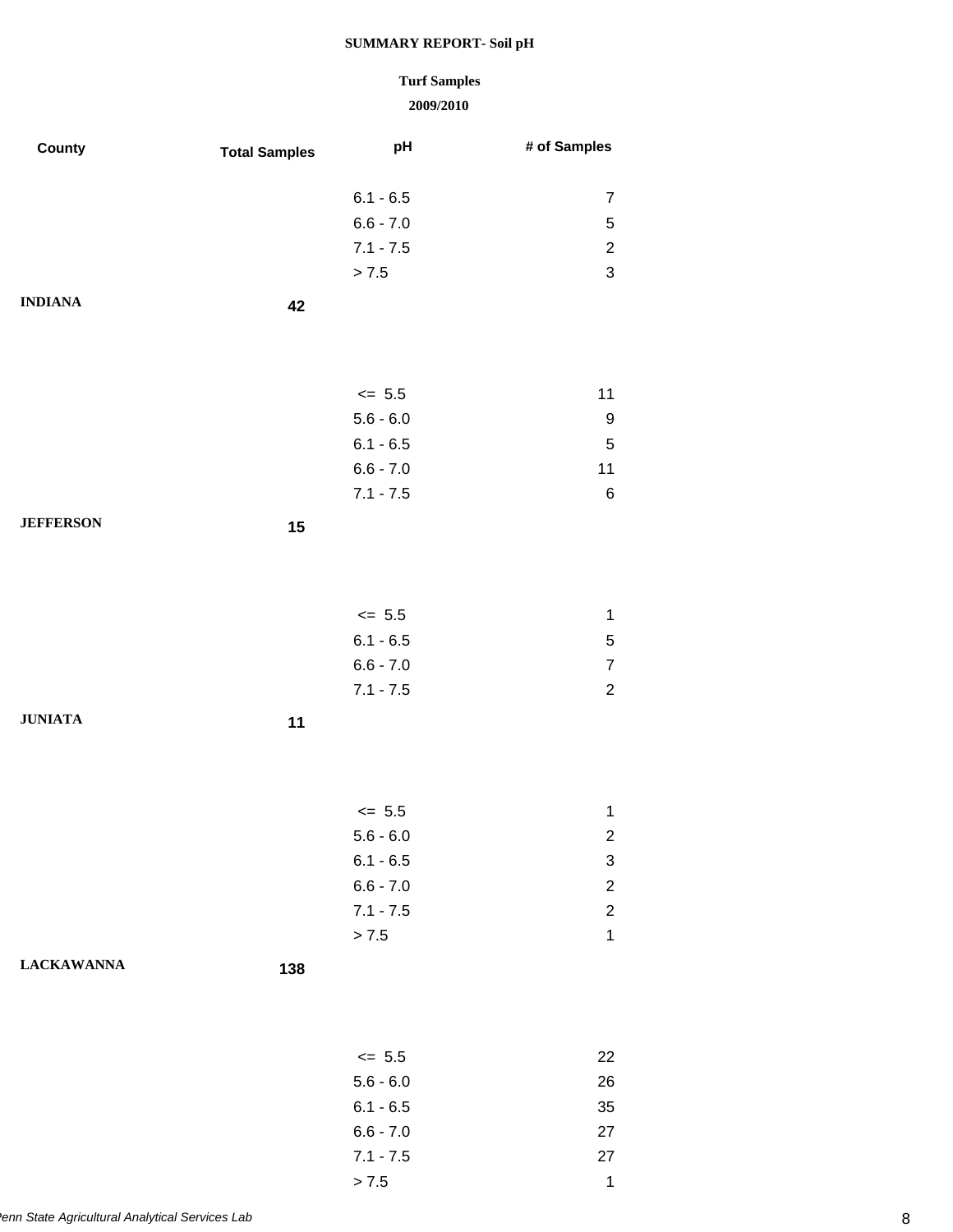**SUMMARY REPORT- Soil pH**

**Turf Samples**

**2009/2010**

| County | Total Samples | pH | # of Samples |
|---|---|---|---|
| | | 6.1 - 6.5 | 7 |
| | | 6.6 - 7.0 | 5 |
| | | 7.1 - 7.5 | 2 |
| | | > 7.5 | 3 |
| **INDIANA** | **42** | | |
| | | <= 5.5 | 11 |
| | | 5.6 - 6.0 | 9 |
| | | 6.1 - 6.5 | 5 |
| | | 6.6 - 7.0 | 11 |
| | | 7.1 - 7.5 | 6 |
| **JEFFERSON** | **15** | | |
| | | <= 5.5 | 1 |
| | | 6.1 - 6.5 | 5 |
| | | 6.6 - 7.0 | 7 |
| | | 7.1 - 7.5 | 2 |
| **JUNIATA** | **11** | | |
| | | <= 5.5 | 1 |
| | | 5.6 - 6.0 | 2 |
| | | 6.1 - 6.5 | 3 |
| | | 6.6 - 7.0 | 2 |
| | | 7.1 - 7.5 | 2 |
| | | > 7.5 | 1 |
| **LACKAWANNA** | **138** | | |
| | | <= 5.5 | 22 |
| | | 5.6 - 6.0 | 26 |
| | | 6.1 - 6.5 | 35 |
| | | 6.6 - 7.0 | 27 |
| | | 7.1 - 7.5 | 27 |
| | | > 7.5 | 1 |

*Penn State Agricultural Analytical Services Lab*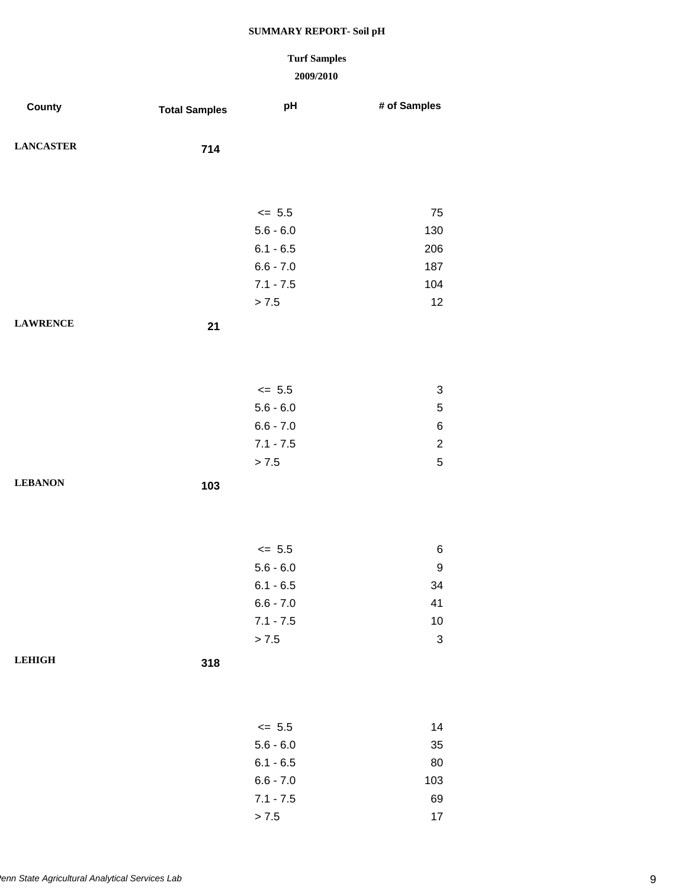**SUMMARY REPORT- Soil pH**

**Turf Samples**

**2009/2010**

| County | Total Samples | pH | # of Samples |
|---|---|---|---|
| **LANCASTER** | **714** | | |
| | | <= 5.5 | 75 |
| | | 5.6 - 6.0 | 130 |
| | | 6.1 - 6.5 | 206 |
| | | 6.6 - 7.0 | 187 |
| | | 7.1 - 7.5 | 104 |
| | | > 7.5 | 12 |
| **LAWRENCE** | **21** | | |
| | | <= 5.5 | 3 |
| | | 5.6 - 6.0 | 5 |
| | | 6.6 - 7.0 | 6 |
| | | 7.1 - 7.5 | 2 |
| | | > 7.5 | 5 |
| **LEBANON** | **103** | | |
| | | <= 5.5 | 6 |
| | | 5.6 - 6.0 | 9 |
| | | 6.1 - 6.5 | 34 |
| | | 6.6 - 7.0 | 41 |
| | | 7.1 - 7.5 | 10 |
| | | > 7.5 | 3 |
| **LEHIGH** | **318** | | |
| | | <= 5.5 | 14 |
| | | 5.6 - 6.0 | 35 |
| | | 6.1 - 6.5 | 80 |
| | | 6.6 - 7.0 | 103 |
| | | 7.1 - 7.5 | 69 |
| | | > 7.5 | 17 |

*Penn State Agricultural Analytical Services Lab*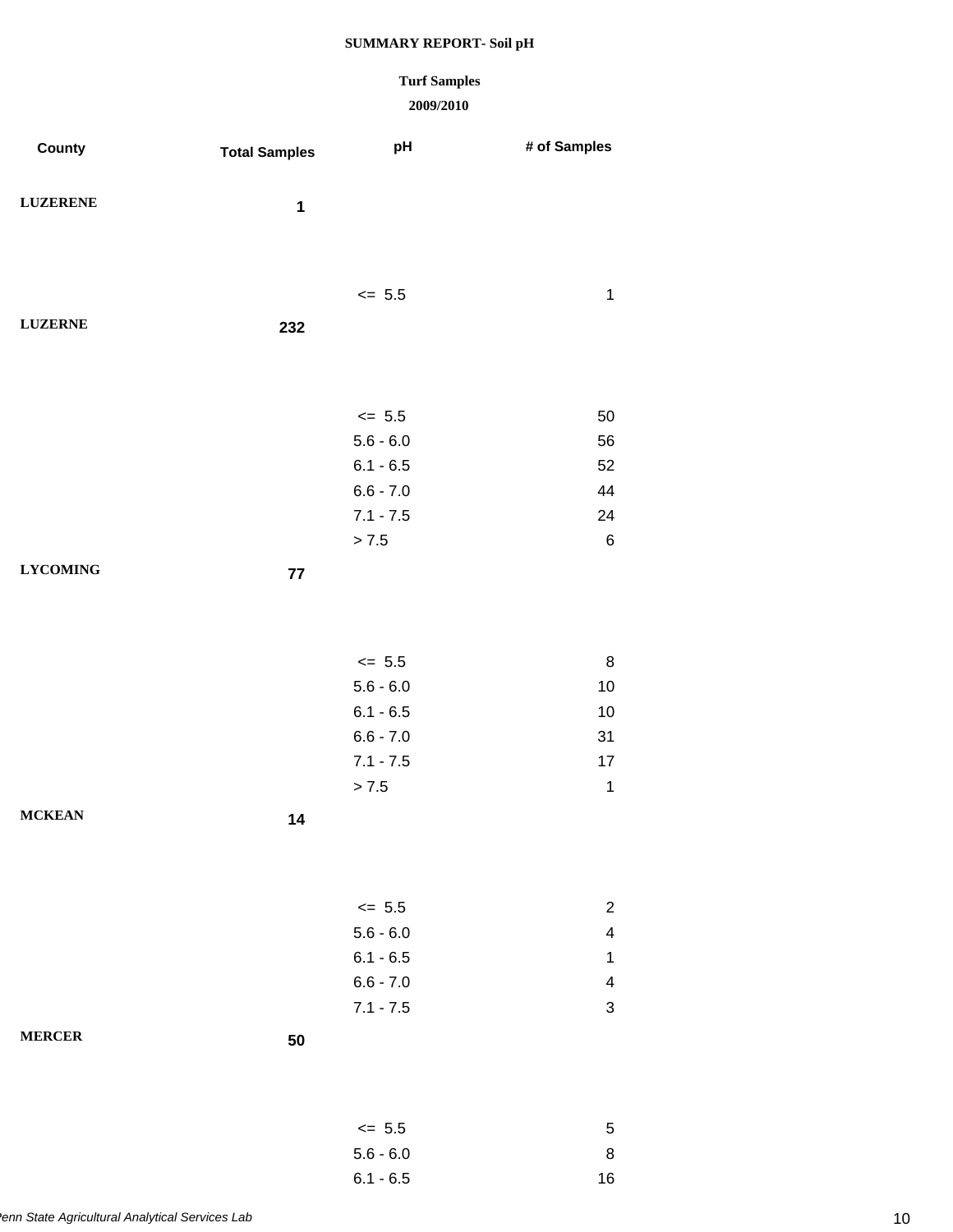**SUMMARY REPORT- Soil pH**

**Turf Samples**

**2009/2010**

| County | Total Samples | pH | # of Samples |
|---|---|---|---|
| LUZERENE | 1 | | |
| | | <= 5.5 | 1 |
| LUZERNE | 232 | | |
| | | <= 5.5 | 50 |
| | | 5.6 - 6.0 | 56 |
| | | 6.1 - 6.5 | 52 |
| | | 6.6 - 7.0 | 44 |
| | | 7.1 - 7.5 | 24 |
| | | > 7.5 | 6 |
| LYCOMING | 77 | | |
| | | <= 5.5 | 8 |
| | | 5.6 - 6.0 | 10 |
| | | 6.1 - 6.5 | 10 |
| | | 6.6 - 7.0 | 31 |
| | | 7.1 - 7.5 | 17 |
| | | > 7.5 | 1 |
| MCKEAN | 14 | | |
| | | <= 5.5 | 2 |
| | | 5.6 - 6.0 | 4 |
| | | 6.1 - 6.5 | 1 |
| | | 6.6 - 7.0 | 4 |
| | | 7.1 - 7.5 | 3 |
| MERCER | 50 | | |
| | | <= 5.5 | 5 |
| | | 5.6 - 6.0 | 8 |
| | | 6.1 - 6.5 | 16 |

*Penn State Agricultural Analytical Services Lab*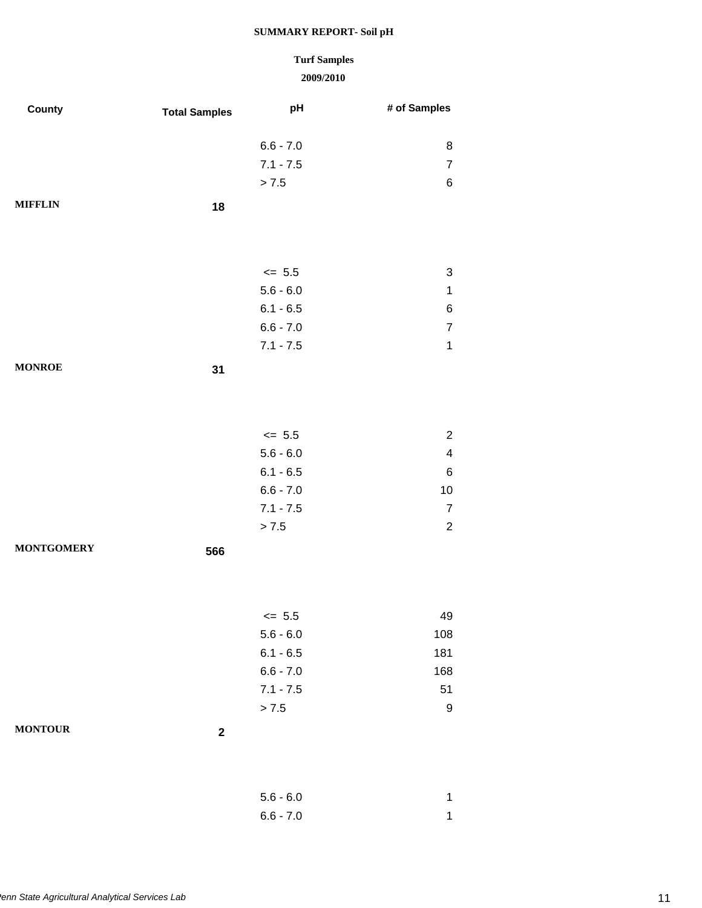**SUMMARY REPORT- Soil pH**

**Turf Samples**

**2009/2010**

| County | Total Samples | pH | # of Samples |
|---|---|---|---|
| | | 6.6 - 7.0 | 8 |
| | | 7.1 - 7.5 | 7 |
| | | > 7.5 | 6 |
| **MIFFLIN** | **18** | | |
| | | <= 5.5 | 3 |
| | | 5.6 - 6.0 | 1 |
| | | 6.1 - 6.5 | 6 |
| | | 6.6 - 7.0 | 7 |
| | | 7.1 - 7.5 | 1 |
| **MONROE** | **31** | | |
| | | <= 5.5 | 2 |
| | | 5.6 - 6.0 | 4 |
| | | 6.1 - 6.5 | 6 |
| | | 6.6 - 7.0 | 10 |
| | | 7.1 - 7.5 | 7 |
| | | > 7.5 | 2 |
| **MONTGOMERY** | **566** | | |
| | | <= 5.5 | 49 |
| | | 5.6 - 6.0 | 108 |
| | | 6.1 - 6.5 | 181 |
| | | 6.6 - 7.0 | 168 |
| | | 7.1 - 7.5 | 51 |
| | | > 7.5 | 9 |
| **MONTOUR** | **2** | | |
| | | 5.6 - 6.0 | 1 |
| | | 6.6 - 7.0 | 1 |

*Penn State Agricultural Analytical Services Lab*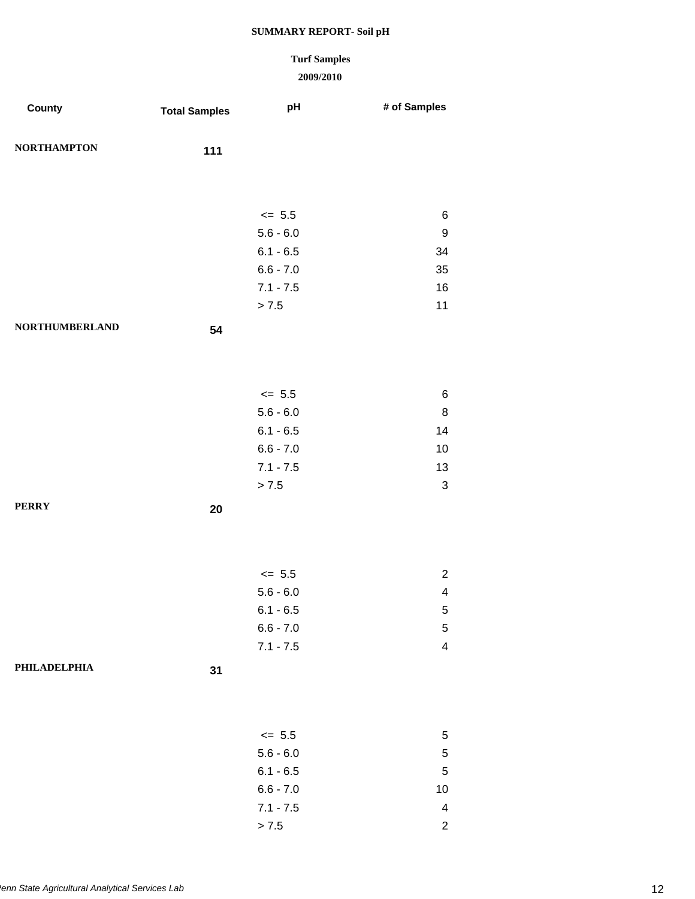**SUMMARY REPORT- Soil pH**

**Turf Samples**

**2009/2010**

| County | Total Samples | pH | # of Samples |
|---|---|---|---|
| **NORTHAMPTON** | **111** | | |
| | | <= 5.5 | 6 |
| | | 5.6 - 6.0 | 9 |
| | | 6.1 - 6.5 | 34 |
| | | 6.6 - 7.0 | 35 |
| | | 7.1 - 7.5 | 16 |
| | | > 7.5 | 11 |
| **NORTHUMBERLAND** | **54** | | |
| | | <= 5.5 | 6 |
| | | 5.6 - 6.0 | 8 |
| | | 6.1 - 6.5 | 14 |
| | | 6.6 - 7.0 | 10 |
| | | 7.1 - 7.5 | 13 |
| | | > 7.5 | 3 |
| **PERRY** | **20** | | |
| | | <= 5.5 | 2 |
| | | 5.6 - 6.0 | 4 |
| | | 6.1 - 6.5 | 5 |
| | | 6.6 - 7.0 | 5 |
| | | 7.1 - 7.5 | 4 |
| **PHILADELPHIA** | **31** | | |
| | | <= 5.5 | 5 |
| | | 5.6 - 6.0 | 5 |
| | | 6.1 - 6.5 | 5 |
| | | 6.6 - 7.0 | 10 |
| | | 7.1 - 7.5 | 4 |
| | | > 7.5 | 2 |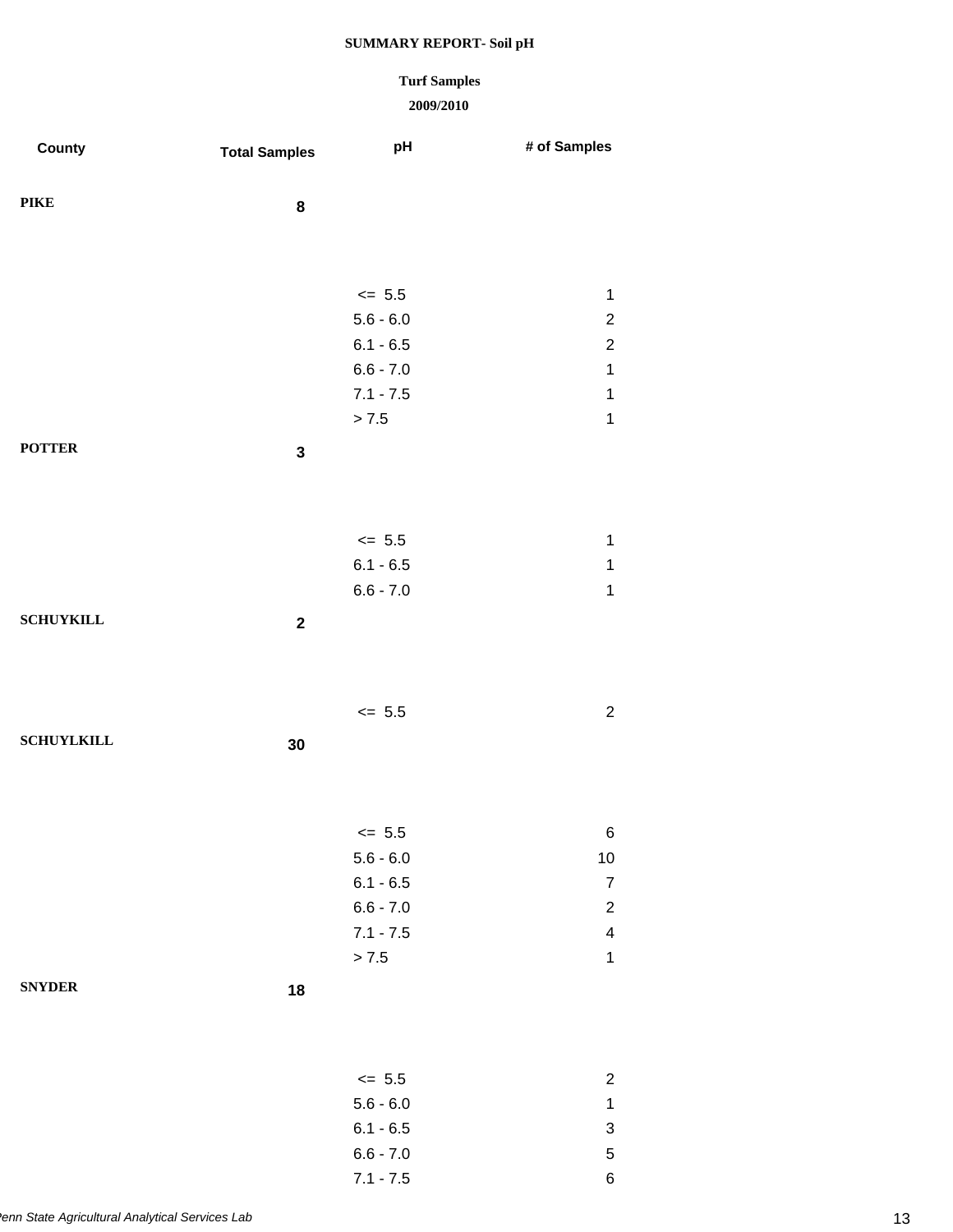**SUMMARY REPORT- Soil pH**

**Turf Samples**

**2009/2010**

| County | Total Samples | pH | # of Samples |
|---|---|---|---|
| **PIKE** | **8** | | |
| | | <= 5.5 | 1 |
| | | 5.6 - 6.0 | 2 |
| | | 6.1 - 6.5 | 2 |
| | | 6.6 - 7.0 | 1 |
| | | 7.1 - 7.5 | 1 |
| | | > 7.5 | 1 |
| **POTTER** | **3** | | |
| | | <= 5.5 | 1 |
| | | 6.1 - 6.5 | 1 |
| | | 6.6 - 7.0 | 1 |
| **SCHUYKILL** | **2** | | |
| | | <= 5.5 | 2 |
| **SCHUYLKILL** | **30** | | |
| | | <= 5.5 | 6 |
| | | 5.6 - 6.0 | 10 |
| | | 6.1 - 6.5 | 7 |
| | | 6.6 - 7.0 | 2 |
| | | 7.1 - 7.5 | 4 |
| | | > 7.5 | 1 |
| **SNYDER** | **18** | | |
| | | <= 5.5 | 2 |
| | | 5.6 - 6.0 | 1 |
| | | 6.1 - 6.5 | 3 |
| | | 6.6 - 7.0 | 5 |
| | | 7.1 - 7.5 | 6 |

*Penn State Agricultural Analytical Services Lab*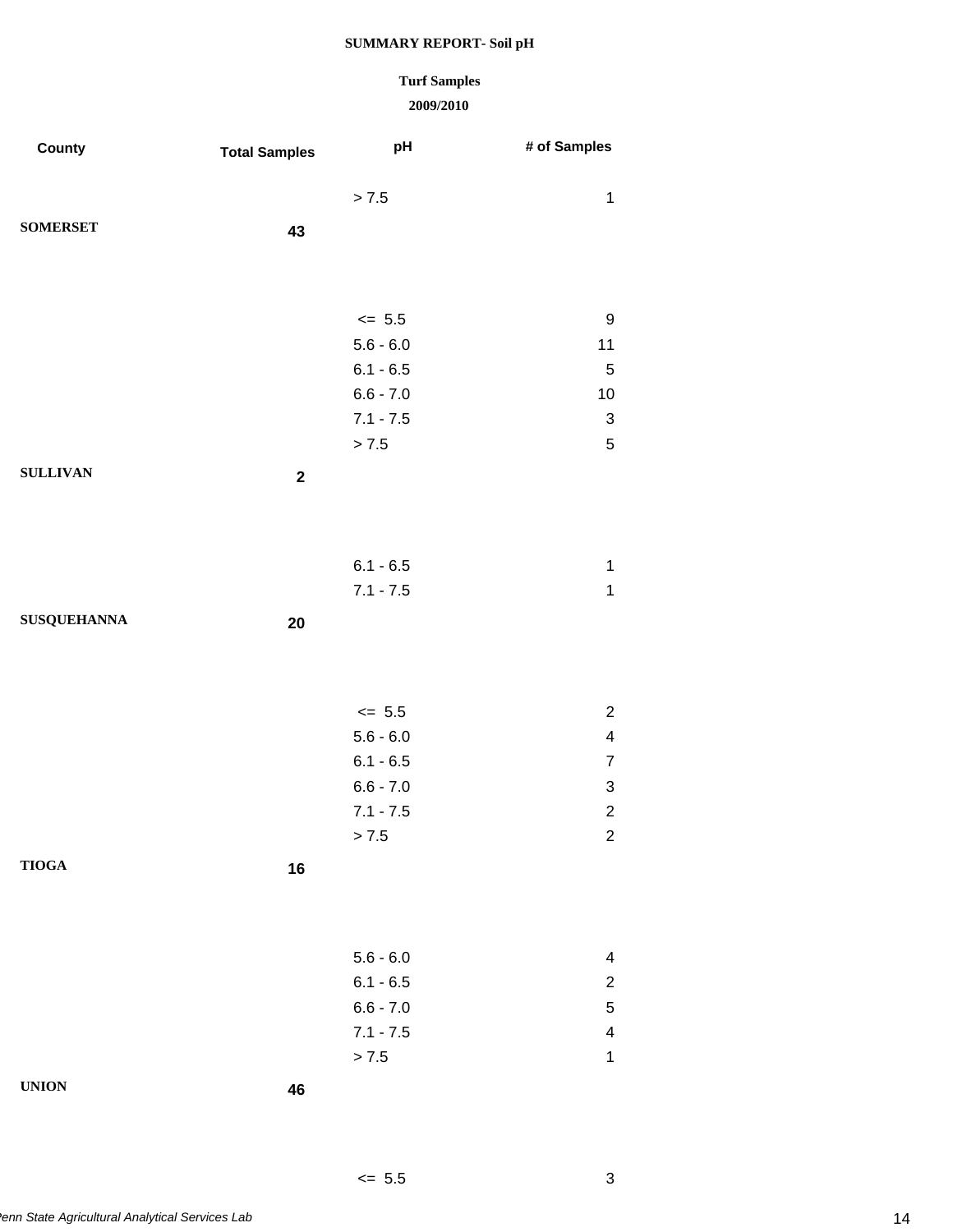**SUMMARY REPORT- Soil pH**

**Turf Samples**

**2009/2010**

| County | Total Samples | pH | # of Samples |
|---|---|---|---|
| | | > 7.5 | 1 |
| **SOMERSET** | **43** | | |
| | | <= 5.5 | 9 |
| | | 5.6 - 6.0 | 11 |
| | | 6.1 - 6.5 | 5 |
| | | 6.6 - 7.0 | 10 |
| | | 7.1 - 7.5 | 3 |
| | | > 7.5 | 5 |
| **SULLIVAN** | **2** | | |
| | | 6.1 - 6.5 | 1 |
| | | 7.1 - 7.5 | 1 |
| **SUSQUEHANNA** | **20** | | |
| | | <= 5.5 | 2 |
| | | 5.6 - 6.0 | 4 |
| | | 6.1 - 6.5 | 7 |
| | | 6.6 - 7.0 | 3 |
| | | 7.1 - 7.5 | 2 |
| | | > 7.5 | 2 |
| **TIOGA** | **16** | | |
| | | 5.6 - 6.0 | 4 |
| | | 6.1 - 6.5 | 2 |
| | | 6.6 - 7.0 | 5 |
| | | 7.1 - 7.5 | 4 |
| | | > 7.5 | 1 |
| **UNION** | **46** | | |
| | | <= 5.5 | 3 |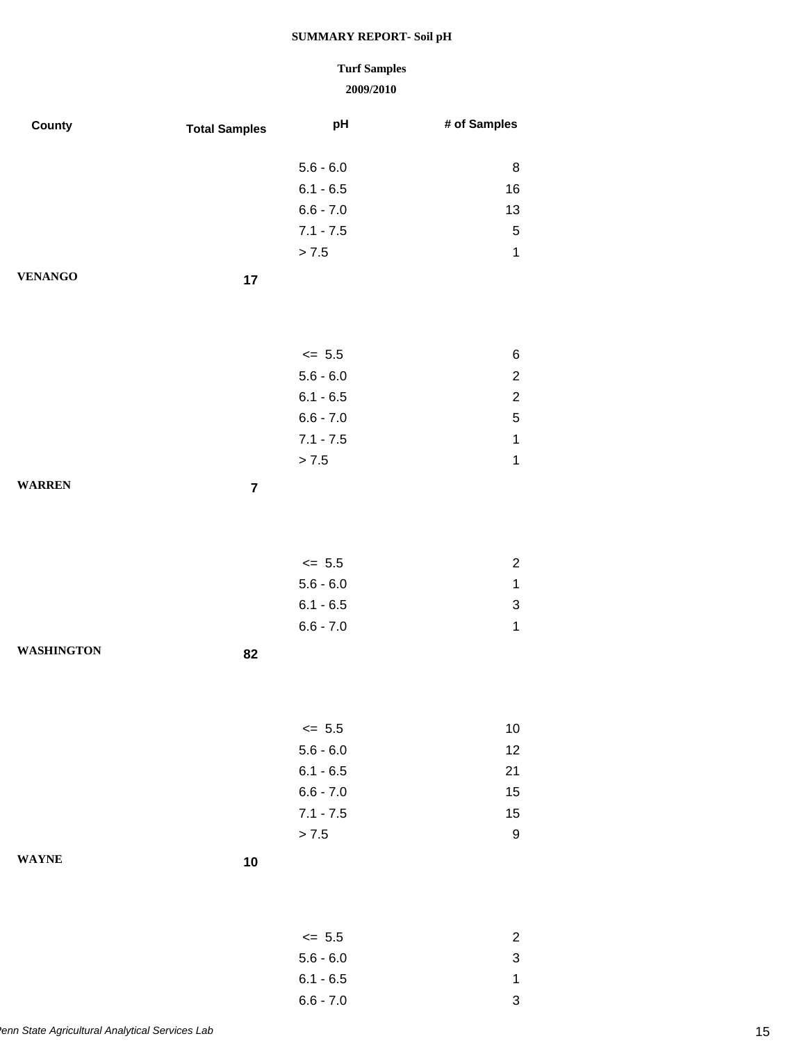**SUMMARY REPORT- Soil pH**

**Turf Samples**

**2009/2010**

| County | Total Samples | pH | # of Samples |
|---|---|---|---|
| | | 5.6 - 6.0 | 8 |
| | | 6.1 - 6.5 | 16 |
| | | 6.6 - 7.0 | 13 |
| | | 7.1 - 7.5 | 5 |
| | | > 7.5 | 1 |
| **VENANGO** | **17** | | |
| | | <= 5.5 | 6 |
| | | 5.6 - 6.0 | 2 |
| | | 6.1 - 6.5 | 2 |
| | | 6.6 - 7.0 | 5 |
| | | 7.1 - 7.5 | 1 |
| | | > 7.5 | 1 |
| **WARREN** | **7** | | |
| | | <= 5.5 | 2 |
| | | 5.6 - 6.0 | 1 |
| | | 6.1 - 6.5 | 3 |
| | | 6.6 - 7.0 | 1 |
| **WASHINGTON** | **82** | | |
| | | <= 5.5 | 10 |
| | | 5.6 - 6.0 | 12 |
| | | 6.1 - 6.5 | 21 |
| | | 6.6 - 7.0 | 15 |
| | | 7.1 - 7.5 | 15 |
| | | > 7.5 | 9 |
| **WAYNE** | **10** | | |
| | | <= 5.5 | 2 |
| | | 5.6 - 6.0 | 3 |
| | | 6.1 - 6.5 | 1 |
| | | 6.6 - 7.0 | 3 |

*Penn State Agricultural Analytical Services Lab*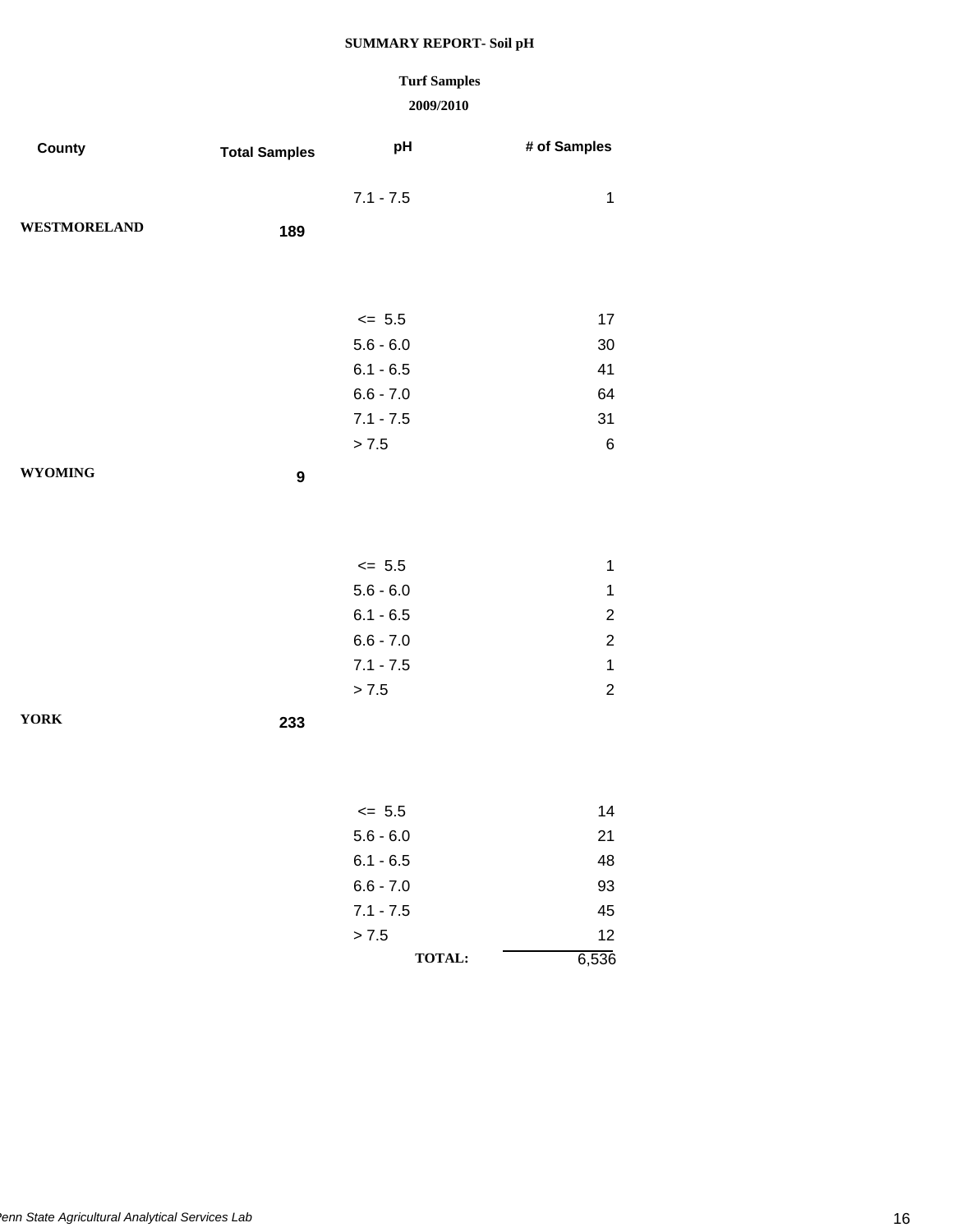**SUMMARY REPORT- Soil pH**

**Turf Samples**

**2009/2010**

| County | Total Samples | pH | # of Samples |
|---|---|---|---|
| | | 7.1 - 7.5 | 1 |
| **WESTMORELAND** | **189** | | |
| | | <= 5.5 | 17 |
| | | 5.6 - 6.0 | 30 |
| | | 6.1 - 6.5 | 41 |
| | | 6.6 - 7.0 | 64 |
| | | 7.1 - 7.5 | 31 |
| | | > 7.5 | 6 |
| **WYOMING** | **9** | | |
| | | <= 5.5 | 1 |
| | | 5.6 - 6.0 | 1 |
| | | 6.1 - 6.5 | 2 |
| | | 6.6 - 7.0 | 2 |
| | | 7.1 - 7.5 | 1 |
| | | > 7.5 | 2 |
| **YORK** | **233** | | |
| | | <= 5.5 | 14 |
| | | 5.6 - 6.0 | 21 |
| | | 6.1 - 6.5 | 48 |
| | | 6.6 - 7.0 | 93 |
| | | 7.1 - 7.5 | 45 |
| | | > 7.5 | 12 |
| | | **TOTAL:** | 6,536 |